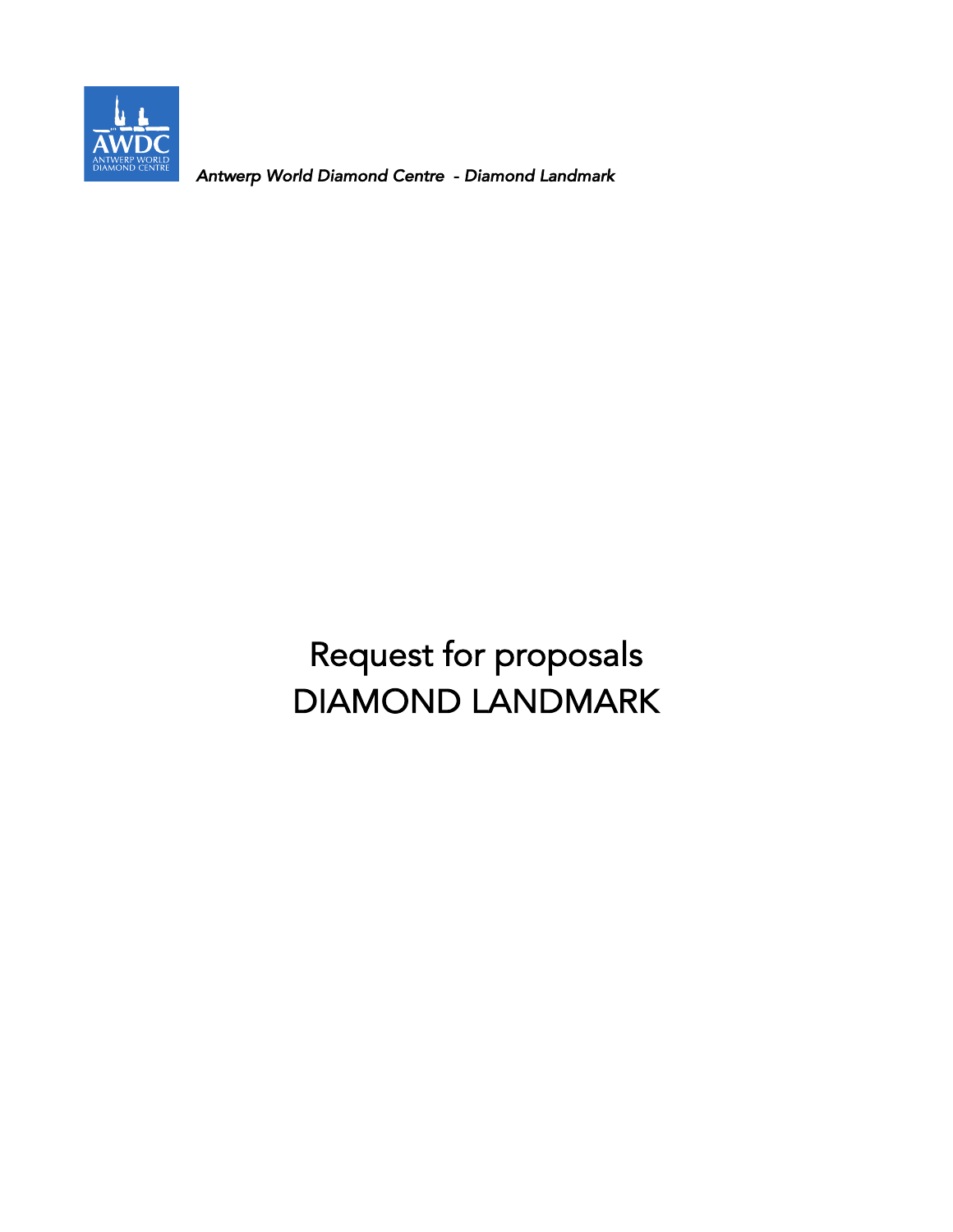AWDC
ANTWERP WORLD
DIAMOND CENTRE

*Antwerp World Diamond Centre - Diamond Landmark*

# Request for proposals
# DIAMOND LANDMARK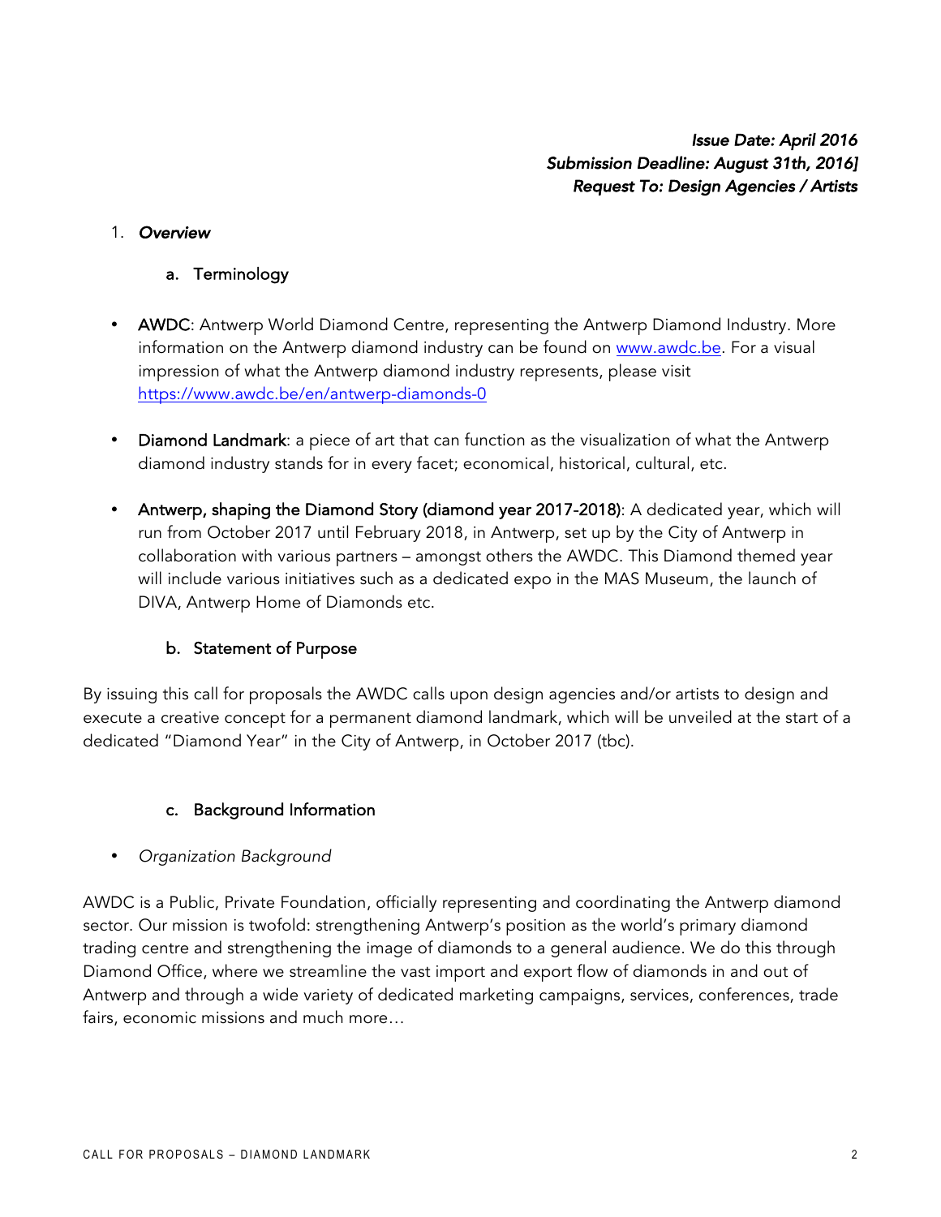***Issue Date: April 2016***
***Submission Deadline: August 31th, 2016]***
***Request To: Design Agencies / Artists***

1. ***Overview***

   a. Terminology

- **AWDC**: Antwerp World Diamond Centre, representing the Antwerp Diamond Industry. More information on the Antwerp diamond industry can be found on www.awdc.be. For a visual impression of what the Antwerp diamond industry represents, please visit https://www.awdc.be/en/antwerp-diamonds-0

- **Diamond Landmark**: a piece of art that can function as the visualization of what the Antwerp diamond industry stands for in every facet; economical, historical, cultural, etc.

- **Antwerp, shaping the Diamond Story (diamond year 2017-2018)**: A dedicated year, which will run from October 2017 until February 2018, in Antwerp, set up by the City of Antwerp in collaboration with various partners – amongst others the AWDC. This Diamond themed year will include various initiatives such as a dedicated expo in the MAS Museum, the launch of DIVA, Antwerp Home of Diamonds etc.

   b. Statement of Purpose

By issuing this call for proposals the AWDC calls upon design agencies and/or artists to design and execute a creative concept for a permanent diamond landmark, which will be unveiled at the start of a dedicated "Diamond Year" in the City of Antwerp, in October 2017 (tbc).

   c. Background Information

- *Organization Background*

AWDC is a Public, Private Foundation, officially representing and coordinating the Antwerp diamond sector. Our mission is twofold: strengthening Antwerp's position as the world's primary diamond trading centre and strengthening the image of diamonds to a general audience. We do this through Diamond Office, where we streamline the vast import and export flow of diamonds in and out of Antwerp and through a wide variety of dedicated marketing campaigns, services, conferences, trade fairs, economic missions and much more…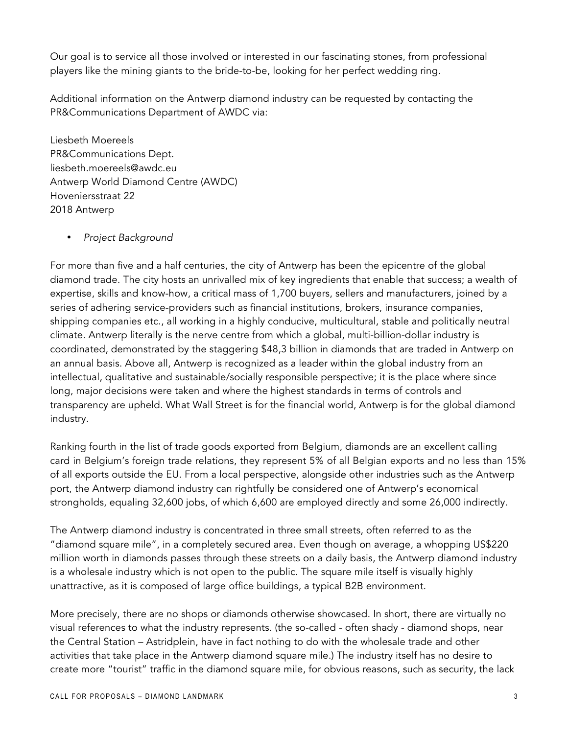Our goal is to service all those involved or interested in our fascinating stones, from professional players like the mining giants to the bride-to-be, looking for her perfect wedding ring.

Additional information on the Antwerp diamond industry can be requested by contacting the PR&Communications Department of AWDC via:

Liesbeth Moereels
PR&Communications Dept.
liesbeth.moereels@awdc.eu
Antwerp World Diamond Centre (AWDC)
Hoveniersstraat 22
2018 Antwerp

- *Project Background*

For more than five and a half centuries, the city of Antwerp has been the epicentre of the global diamond trade. The city hosts an unrivalled mix of key ingredients that enable that success; a wealth of expertise, skills and know-how, a critical mass of 1,700 buyers, sellers and manufacturers, joined by a series of adhering service-providers such as financial institutions, brokers, insurance companies, shipping companies etc., all working in a highly conducive, multicultural, stable and politically neutral climate. Antwerp literally is the nerve centre from which a global, multi-billion-dollar industry is coordinated, demonstrated by the staggering $48,3 billion in diamonds that are traded in Antwerp on an annual basis. Above all, Antwerp is recognized as a leader within the global industry from an intellectual, qualitative and sustainable/socially responsible perspective; it is the place where since long, major decisions were taken and where the highest standards in terms of controls and transparency are upheld. What Wall Street is for the financial world, Antwerp is for the global diamond industry.

Ranking fourth in the list of trade goods exported from Belgium, diamonds are an excellent calling card in Belgium's foreign trade relations, they represent 5% of all Belgian exports and no less than 15% of all exports outside the EU. From a local perspective, alongside other industries such as the Antwerp port, the Antwerp diamond industry can rightfully be considered one of Antwerp's economical strongholds, equaling 32,600 jobs, of which 6,600 are employed directly and some 26,000 indirectly.

The Antwerp diamond industry is concentrated in three small streets, often referred to as the "diamond square mile", in a completely secured area. Even though on average, a whopping US$220 million worth in diamonds passes through these streets on a daily basis, the Antwerp diamond industry is a wholesale industry which is not open to the public. The square mile itself is visually highly unattractive, as it is composed of large office buildings, a typical B2B environment.

More precisely, there are no shops or diamonds otherwise showcased. In short, there are virtually no visual references to what the industry represents. (the so-called - often shady - diamond shops, near the Central Station – Astridplein, have in fact nothing to do with the wholesale trade and other activities that take place in the Antwerp diamond square mile.) The industry itself has no desire to create more "tourist" traffic in the diamond square mile, for obvious reasons, such as security, the lack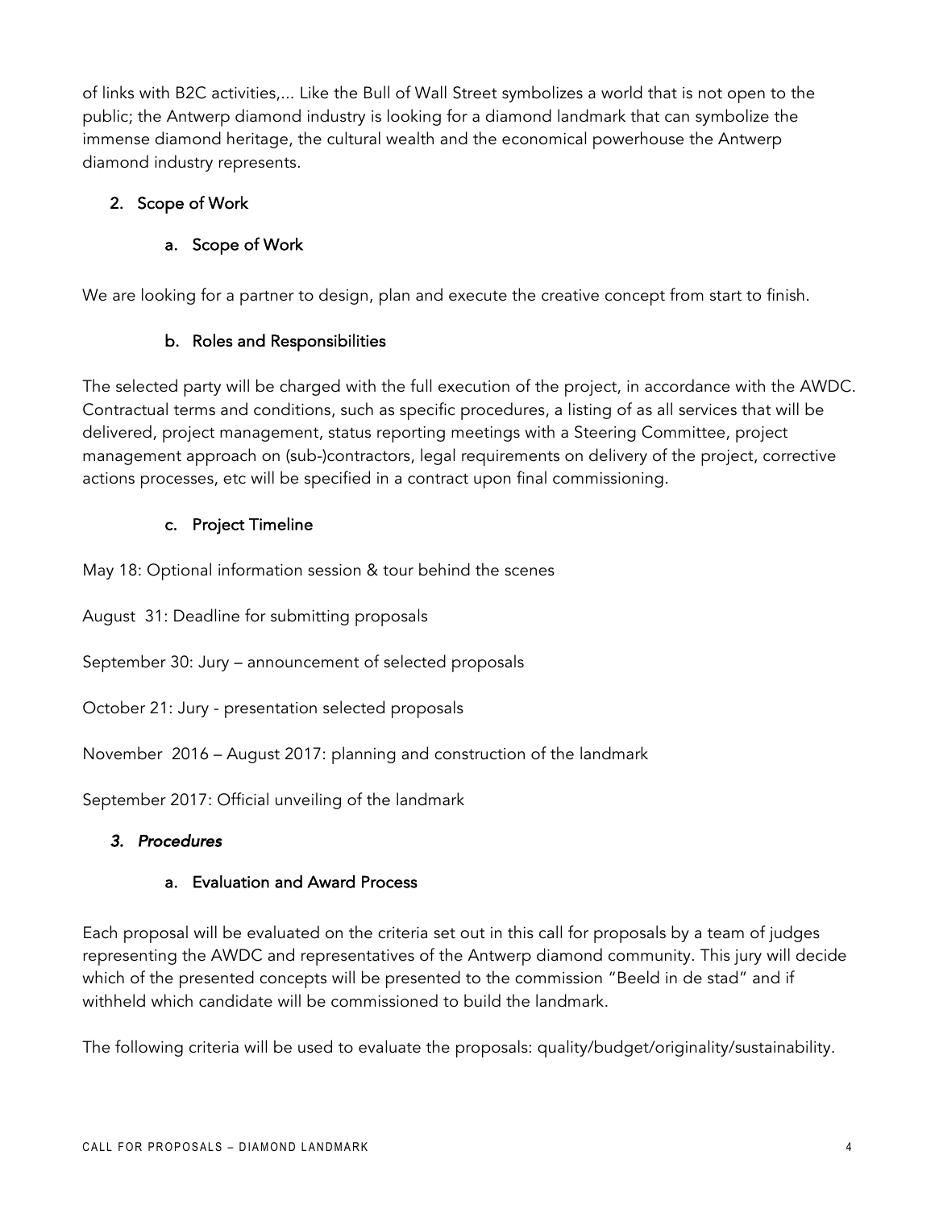of links with B2C activities,... Like the Bull of Wall Street symbolizes a world that is not open to the public; the Antwerp diamond industry is looking for a diamond landmark that can symbolize the immense diamond heritage, the cultural wealth and the economical powerhouse the Antwerp diamond industry represents.

## 2. Scope of Work

### a. Scope of Work

We are looking for a partner to design, plan and execute the creative concept from start to finish.

### b. Roles and Responsibilities

The selected party will be charged with the full execution of the project, in accordance with the AWDC. Contractual terms and conditions, such as specific procedures, a listing of as all services that will be delivered, project management, status reporting meetings with a Steering Committee, project management approach on (sub-)contractors, legal requirements on delivery of the project, corrective actions processes, etc will be specified in a contract upon final commissioning.

### c. Project Timeline

May 18: Optional information session & tour behind the scenes

August 31: Deadline for submitting proposals

September 30: Jury – announcement of selected proposals

October 21: Jury - presentation selected proposals

November 2016 – August 2017: planning and construction of the landmark

September 2017: Official unveiling of the landmark

## *3. Procedures*

### a. Evaluation and Award Process

Each proposal will be evaluated on the criteria set out in this call for proposals by a team of judges representing the AWDC and representatives of the Antwerp diamond community. This jury will decide which of the presented concepts will be presented to the commission "Beeld in de stad" and if withheld which candidate will be commissioned to build the landmark.

The following criteria will be used to evaluate the proposals: quality/budget/originality/sustainability.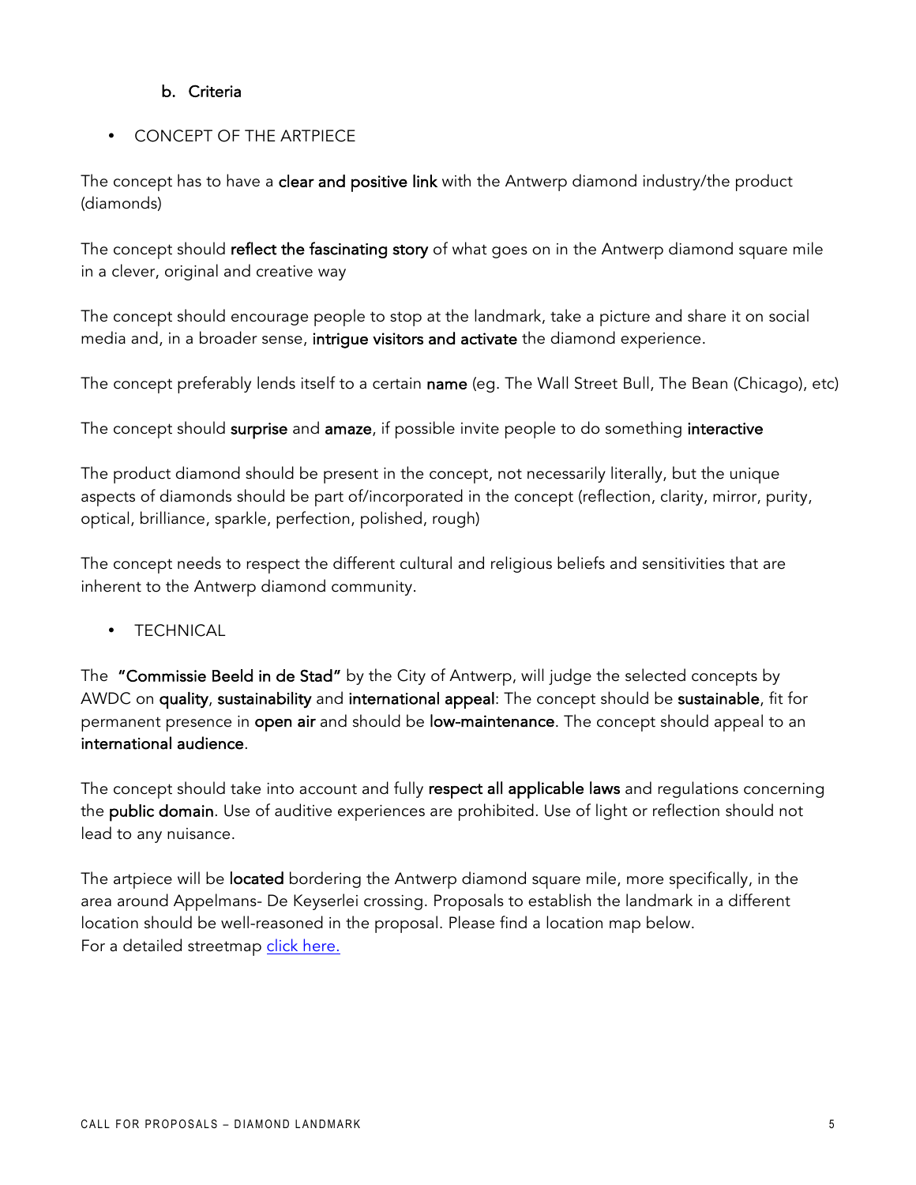### b. Criteria

- CONCEPT OF THE ARTPIECE

The concept has to have a **clear and positive link** with the Antwerp diamond industry/the product (diamonds)

The concept should **reflect the fascinating story** of what goes on in the Antwerp diamond square mile in a clever, original and creative way

The concept should encourage people to stop at the landmark, take a picture and share it on social media and, in a broader sense, **intrigue visitors and activate** the diamond experience.

The concept preferably lends itself to a certain **name** (eg. The Wall Street Bull, The Bean (Chicago), etc)

The concept should **surprise** and **amaze**, if possible invite people to do something **interactive**

The product diamond should be present in the concept, not necessarily literally, but the unique aspects of diamonds should be part of/incorporated in the concept (reflection, clarity, mirror, purity, optical, brilliance, sparkle, perfection, polished, rough)

The concept needs to respect the different cultural and religious beliefs and sensitivities that are inherent to the Antwerp diamond community.

- TECHNICAL

The **"Commissie Beeld in de Stad"** by the City of Antwerp, will judge the selected concepts by AWDC on **quality**, **sustainability** and **international appeal**: The concept should be **sustainable**, fit for permanent presence in **open air** and should be **low-maintenance**. The concept should appeal to an **international audience**.

The concept should take into account and fully **respect all applicable laws** and regulations concerning the **public domain**. Use of auditive experiences are prohibited. Use of light or reflection should not lead to any nuisance.

The artpiece will be **located** bordering the Antwerp diamond square mile, more specifically, in the area around Appelmans- De Keyserlei crossing. Proposals to establish the landmark in a different location should be well-reasoned in the proposal. Please find a location map below.
For a detailed streetmap click here.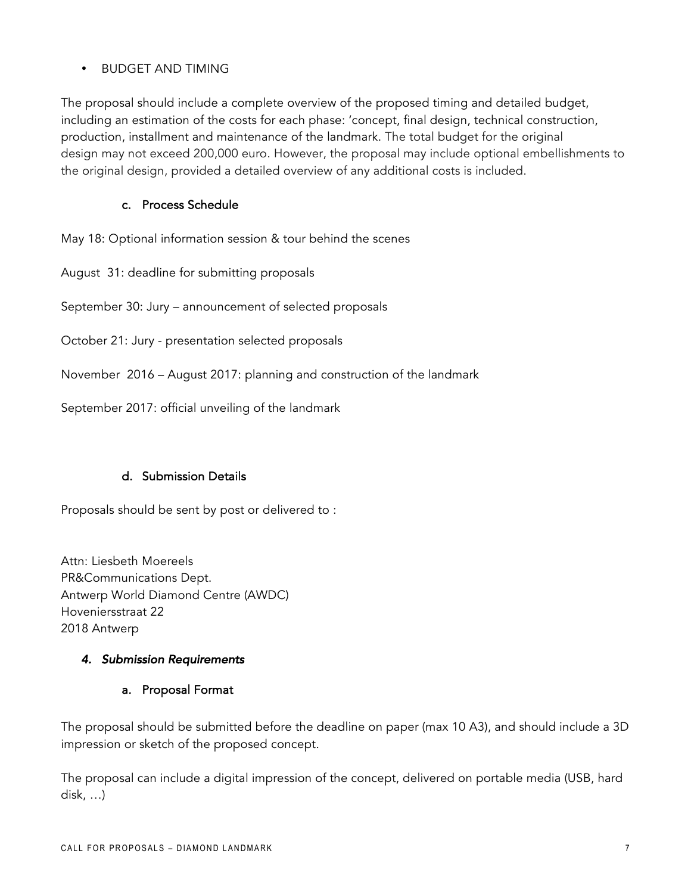- BUDGET AND TIMING

The proposal should include a complete overview of the proposed timing and detailed budget, including an estimation of the costs for each phase: 'concept, final design, technical construction, production, installment and maintenance of the landmark. The total budget for the original design may not exceed 200,000 euro. However, the proposal may include optional embellishments to the original design, provided a detailed overview of any additional costs is included.

### c. Process Schedule

May 18: Optional information session & tour behind the scenes

August 31: deadline for submitting proposals

September 30: Jury – announcement of selected proposals

October 21: Jury - presentation selected proposals

November 2016 – August 2017: planning and construction of the landmark

September 2017: official unveiling of the landmark

### d. Submission Details

Proposals should be sent by post or delivered to :

Attn: Liesbeth Moereels
PR&Communications Dept.
Antwerp World Diamond Centre (AWDC)
Hoveniersstraat 22
2018 Antwerp

## *4. Submission Requirements*

### a. Proposal Format

The proposal should be submitted before the deadline on paper (max 10 A3), and should include a 3D impression or sketch of the proposed concept.

The proposal can include a digital impression of the concept, delivered on portable media (USB, hard disk, …)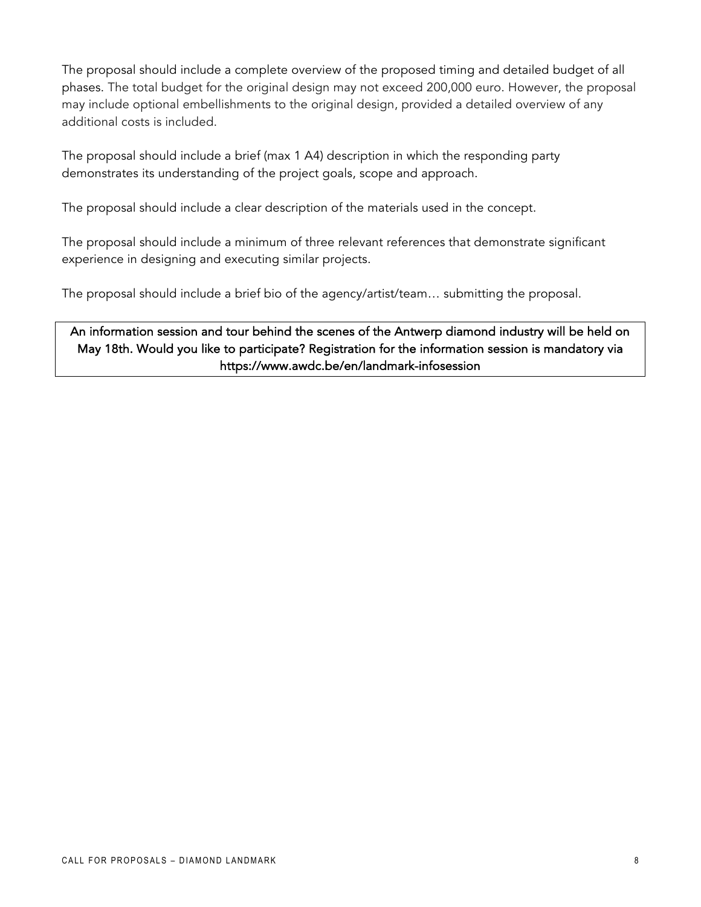The proposal should include a complete overview of the proposed timing and detailed budget of all phases. The total budget for the original design may not exceed 200,000 euro. However, the proposal may include optional embellishments to the original design, provided a detailed overview of any additional costs is included.

The proposal should include a brief (max 1 A4) description in which the responding party demonstrates its understanding of the project goals, scope and approach.

The proposal should include a clear description of the materials used in the concept.

The proposal should include a minimum of three relevant references that demonstrate significant experience in designing and executing similar projects.

The proposal should include a brief bio of the agency/artist/team… submitting the proposal.

An information session and tour behind the scenes of the Antwerp diamond industry will be held on May 18th. Would you like to participate? Registration for the information session is mandatory via https://www.awdc.be/en/landmark-infosession